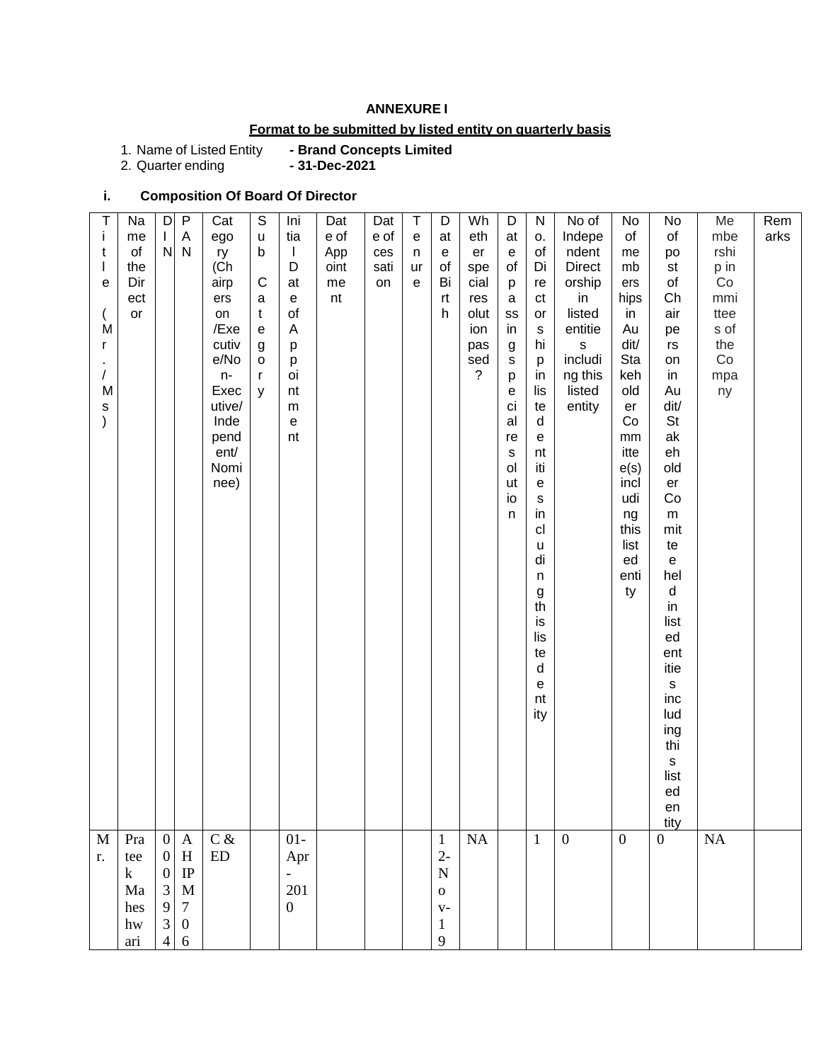**ANNEXURE I**

**Format to be submitted by listed entity on quarterly basis**

1. Name of Listed Entity **- Brand Concepts Limited**
2. Quarter ending **- 31-Dec-2021**

**i. Composition Of Board Of Director**

| Title (Mr./Ms) | Name of the Director | DIN | PAN | Category (Chairperson/Executive/Non-Executive/Independent/Nominee) | Sub Category | Initial Date of Appointment | Date of Appointment | Date of cessation | Tenure | Date of Birth | Whether special resolution passed? | Date of passing special resolution | No. of Directorships in listed entities including this listed entity | No of Independent Directorship in listed entities including this listed entity | No of memberships in Audit/Stakeholder Committee(s) including this listed entity | No of post of Chairperson in Audit/Stakeholder Committee held in listed entities including this listed entity | Membership in Committees of the Company | Remarks |
|---|---|---|---|---|---|---|---|---|---|---|---|---|---|---|---|---|---|---|
| Mr. | Prateek Maheshwari | 00039340 | AHIPM706 | C & ED | | 01-Apr-2010 | | | | 12-Nov-19 | NA | | 1 | 0 | 0 | 0 | NA | |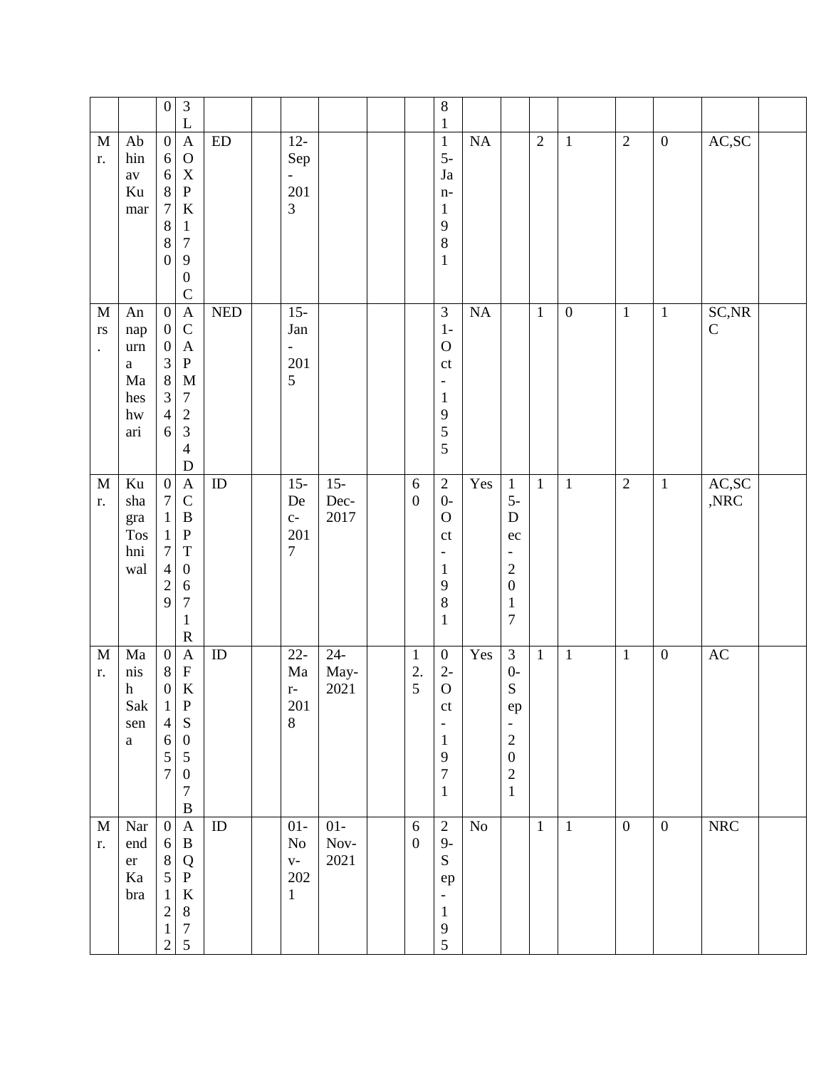| | | | | | | | | | | | | | | | | | | |
|---|---|---|---|---|---|---|---|---|---|---|---|---|---|---|---|---|---|---|
| | | 0 | 3L | | | | | | | 81 | | | | | | | | |
| Mr. | Abhinav Kumar | 06687880 | AOXPK1790C | ED | | 12-Sep-2013 | | | | 15-Jan-1981 | NA | | 2 | 1 | 2 | 0 | AC,SC | |
| Mrs. | Annapurna Maheshwari | 00038346 | ACAPM7234D | NED | | 15-Jan-2015 | | | | 31-Oct-1955 | NA | | 1 | 0 | 1 | 1 | SC,NRC | |
| Mr. | Kushagra Toshniwal | 07117429 | ACBPT0671R | ID | | 15-Dec-2017 | 15-Dec-2017 | | 60 | 20-Oct-1981 | Yes | 15-Dec-2017 | 1 | 1 | 2 | 1 | AC,SC,NRC | |
| Mr. | Manish Saksena | 08014657 | AFKPS0507B | ID | | 22-Mar-2018 | 24-May-2021 | | 12.5 | 02-Oct-1971 | Yes | 30-Sep-2021 | 1 | 1 | 1 | 0 | AC | |
| Mr. | Narender Kabra | 06851212 | ABQPK875 | ID | | 01-Nov-2021 | 01-Nov-2021 | | 60 | 29-Sep-195 | No | | 1 | 1 | 0 | 0 | NRC | |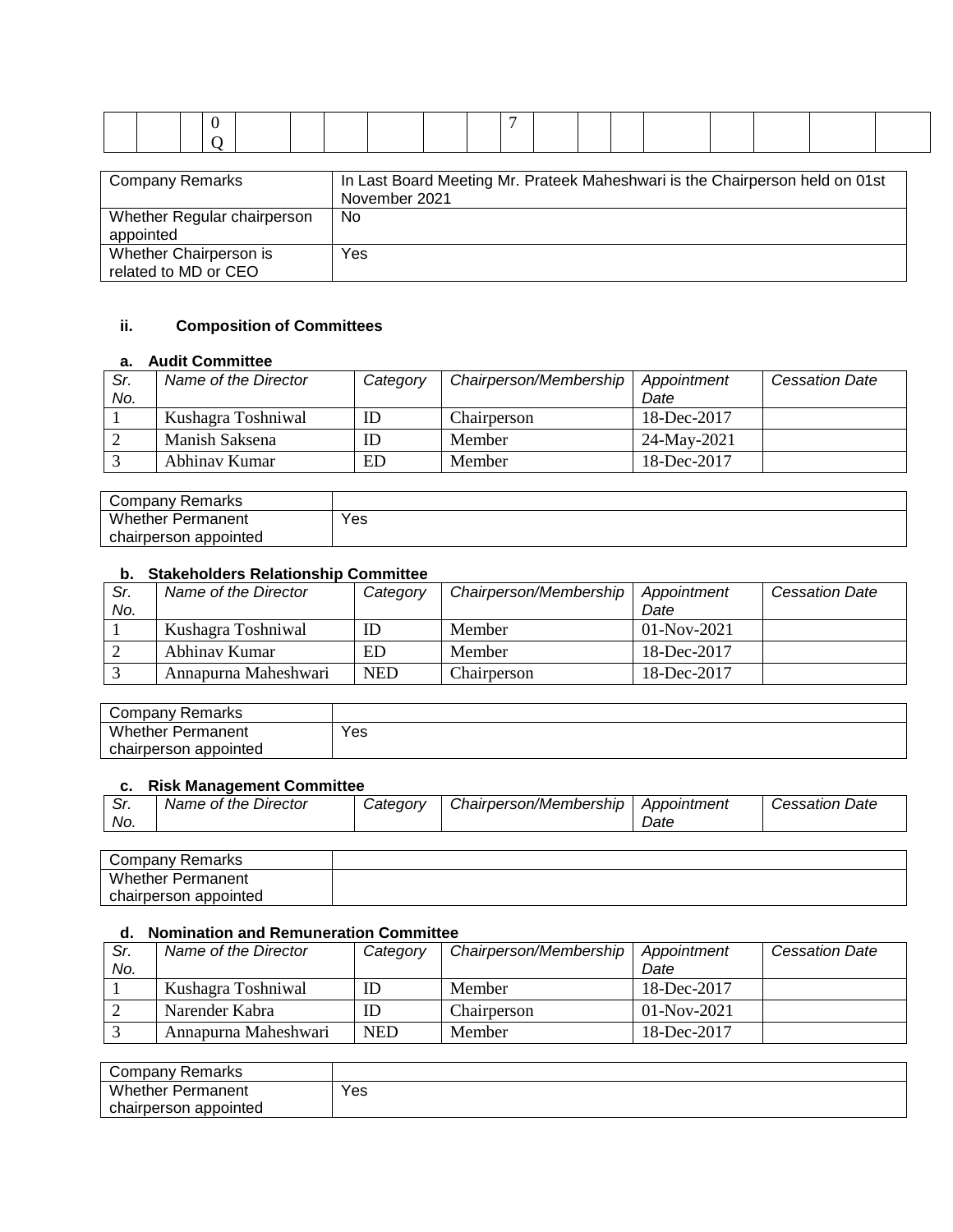| | | | 0 Q | | | | | | | 7 | | | | | | | | |
|---|---|---|---|---|---|---|---|---|---|---|---|---|---|---|---|---|---|---|

| Company Remarks | In Last Board Meeting Mr. Prateek Maheshwari is the Chairperson held on 01st November 2021 |
|---|---|
| Whether Regular chairperson appointed | No |
| Whether Chairperson is related to MD or CEO | Yes |

### ii. Composition of Committees

#### a. Audit Committee

| *Sr. No.* | *Name of the Director* | *Category* | *Chairperson/Membership* | *Appointment Date* | *Cessation Date* |
|---|---|---|---|---|---|
| 1 | Kushagra Toshniwal | ID | Chairperson | 18-Dec-2017 | |
| 2 | Manish Saksena | ID | Member | 24-May-2021 | |
| 3 | Abhinav Kumar | ED | Member | 18-Dec-2017 | |

| Company Remarks | |
|---|---|
| Whether Permanent chairperson appointed | Yes |

#### b. Stakeholders Relationship Committee

| *Sr. No.* | *Name of the Director* | *Category* | *Chairperson/Membership* | *Appointment Date* | *Cessation Date* |
|---|---|---|---|---|---|
| 1 | Kushagra Toshniwal | ID | Member | 01-Nov-2021 | |
| 2 | Abhinav Kumar | ED | Member | 18-Dec-2017 | |
| 3 | Annapurna Maheshwari | NED | Chairperson | 18-Dec-2017 | |

| Company Remarks | |
|---|---|
| Whether Permanent chairperson appointed | Yes |

#### c. Risk Management Committee

| *Sr. No.* | *Name of the Director* | *Category* | *Chairperson/Membership* | *Appointment Date* | *Cessation Date* |
|---|---|---|---|---|---|

| Company Remarks | |
|---|---|
| Whether Permanent chairperson appointed | |

#### d. Nomination and Remuneration Committee

| *Sr. No.* | *Name of the Director* | *Category* | *Chairperson/Membership* | *Appointment Date* | *Cessation Date* |
|---|---|---|---|---|---|
| 1 | Kushagra Toshniwal | ID | Member | 18-Dec-2017 | |
| 2 | Narender Kabra | ID | Chairperson | 01-Nov-2021 | |
| 3 | Annapurna Maheshwari | NED | Member | 18-Dec-2017 | |

| Company Remarks | |
|---|---|
| Whether Permanent chairperson appointed | Yes |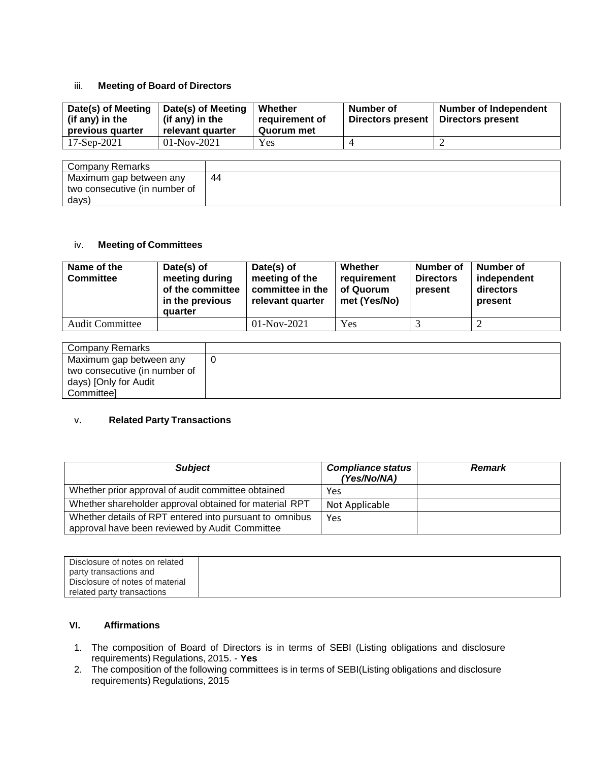iii. **Meeting of Board of Directors**

| Date(s) of Meeting (if any) in the previous quarter | Date(s) of Meeting (if any) in the relevant quarter | Whether requirement of Quorum met | Number of Directors present | Number of Independent Directors present |
|---|---|---|---|---|
| 17-Sep-2021 | 01-Nov-2021 | Yes | 4 | 2 |

| Company Remarks | |
|---|---|
| Maximum gap between any two consecutive (in number of days) | 44 |

iv. **Meeting of Committees**

| Name of the Committee | Date(s) of meeting during of the committee in the previous quarter | Date(s) of meeting of the committee in the relevant quarter | Whether requirement of Quorum met (Yes/No) | Number of Directors present | Number of independent directors present |
|---|---|---|---|---|---|
| Audit Committee | | 01-Nov-2021 | Yes | 3 | 2 |

| Company Remarks | |
|---|---|
| Maximum gap between any two consecutive (in number of days) [Only for Audit Committee] | 0 |

v. **Related Party Transactions**

| ***Subject*** | ***Compliance status (Yes/No/NA)*** | ***Remark*** |
|---|---|---|
| Whether prior approval of audit committee obtained | Yes | |
| Whether shareholder approval obtained for material RPT | Not Applicable | |
| Whether details of RPT entered into pursuant to omnibus approval have been reviewed by Audit Committee | Yes | |

| Disclosure of notes on related party transactions and Disclosure of notes of material related party transactions | |
|---|---|

**VI. Affirmations**

1. The composition of Board of Directors is in terms of SEBI (Listing obligations and disclosure requirements) Regulations, 2015. - **Yes**
2. The composition of the following committees is in terms of SEBI(Listing obligations and disclosure requirements) Regulations, 2015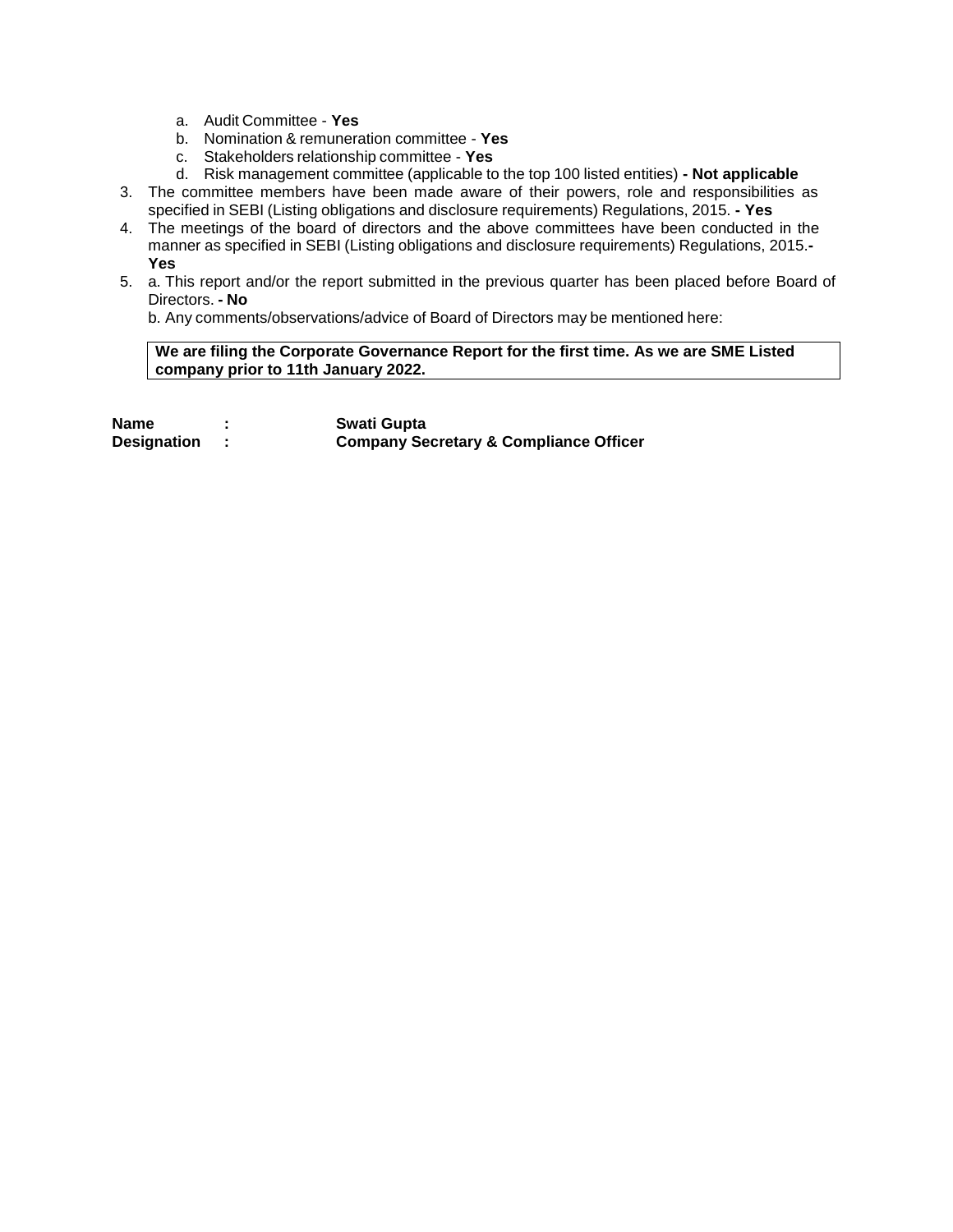a. Audit Committee - **Yes**
   b. Nomination & remuneration committee - **Yes**
   c. Stakeholders relationship committee - **Yes**
   d. Risk management committee (applicable to the top 100 listed entities) **- Not applicable**
3. The committee members have been made aware of their powers, role and responsibilities as specified in SEBI (Listing obligations and disclosure requirements) Regulations, 2015. **- Yes**
4. The meetings of the board of directors and the above committees have been conducted in the manner as specified in SEBI (Listing obligations and disclosure requirements) Regulations, 2015.**- Yes**
5. a. This report and/or the report submitted in the previous quarter has been placed before Board of Directors. **- No**

   b. Any comments/observations/advice of Board of Directors may be mentioned here:

   **We are filing the Corporate Governance Report for the first time. As we are SME Listed company prior to 11th January 2022.**

| | | |
|---|---|---|
| **Name** | **:** | **Swati Gupta** |
| **Designation** | **:** | **Company Secretary & Compliance Officer** |